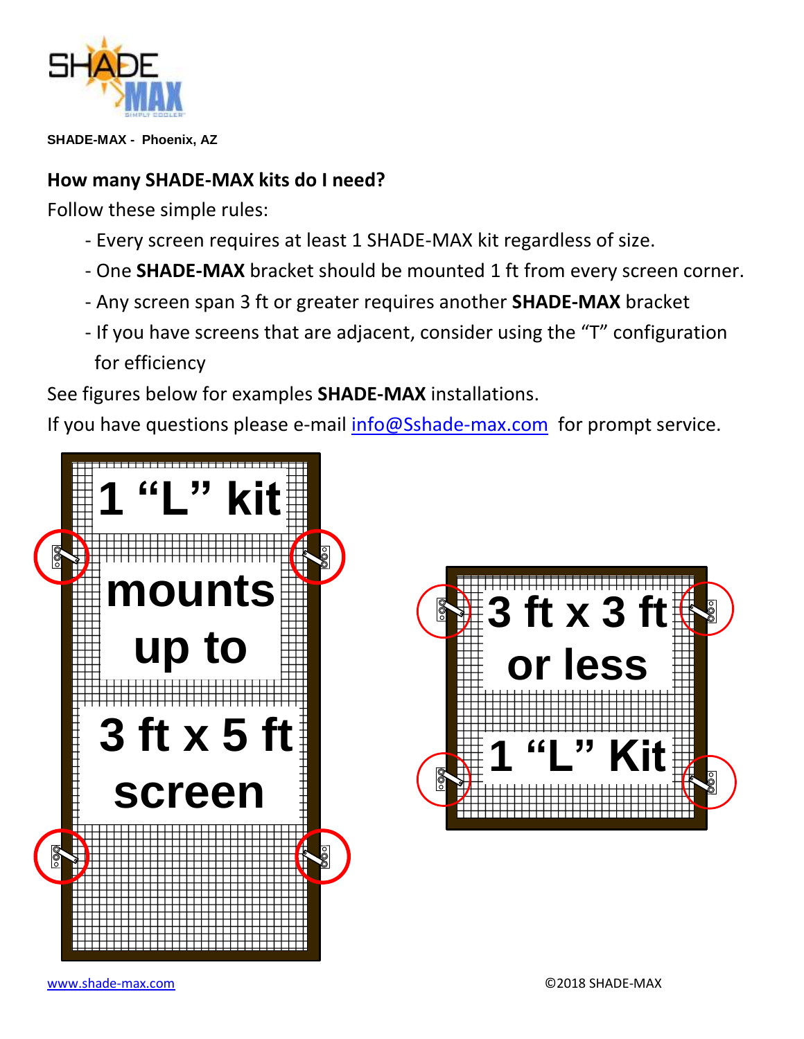SHADE-MAX - Phoenix, AZ

**How many SHADE-MAX kits do I need?**

Follow these simple rules:

- Every screen requires at least 1 SHADE-MAX kit regardless of size.
- One **SHADE-MAX** bracket should be mounted 1 ft from every screen corner.
- Any screen span 3 ft or greater requires another **SHADE-MAX** bracket
- If you have screens that are adjacent, consider using the "T" configuration for efficiency

See figures below for examples **SHADE-MAX** installations.

If you have questions please e-mail [info@Sshade-max.com](mailto:info@Sshade-max.com) for prompt service.

1 "L" kit mounts up to 3 ft x 5 ft screen

3 ft x 3 ft or less 1 "L" Kit

[www.shade-max.com](http://www.shade-max.com)

©2018 SHADE-MAX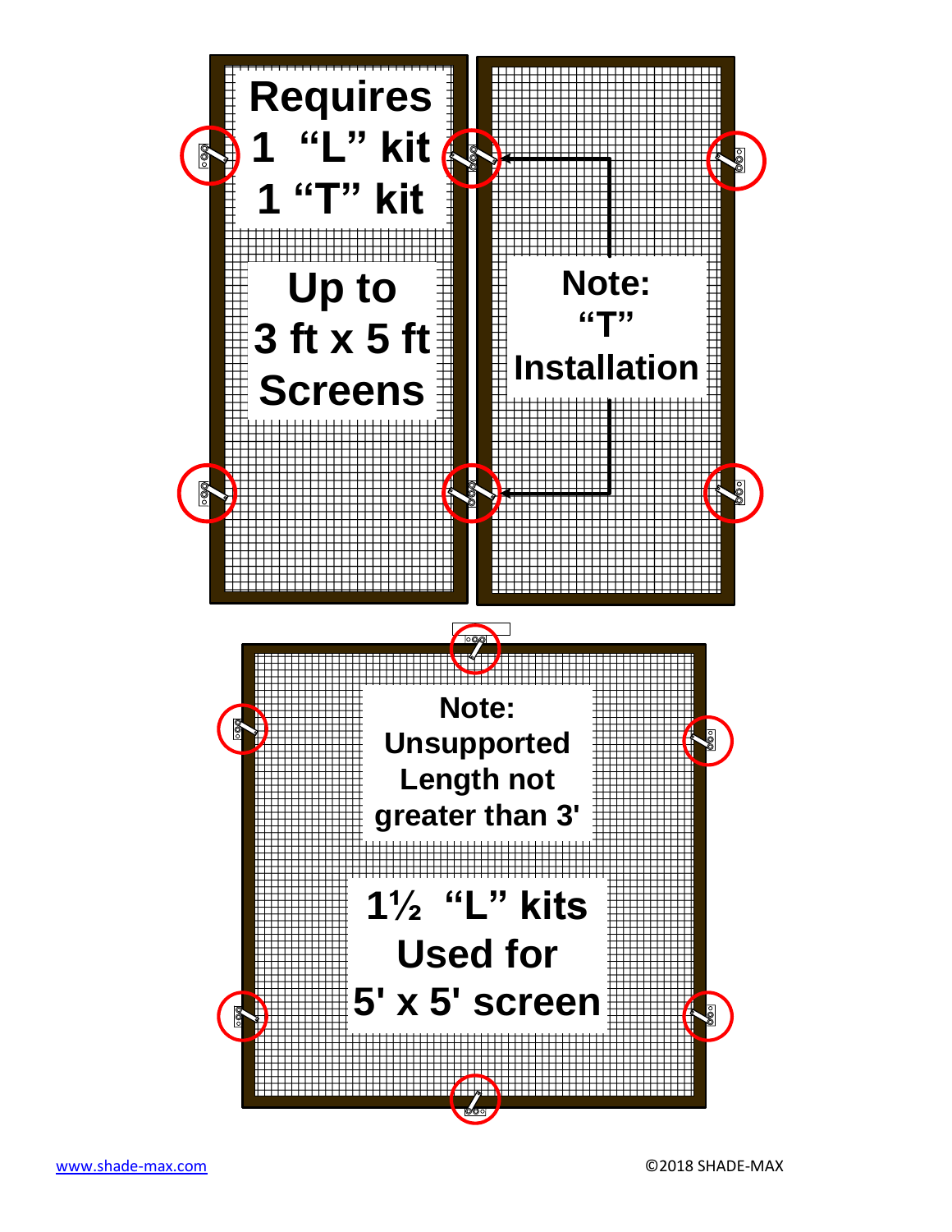**Requires**
**1 "L" kit**
**1 "T" kit**

**Up to**
**3 ft x 5 ft**
**Screens**

**Note:**
**"T"**
**Installation**

**Note:**
**Unsupported**
**Length not**
**greater than 3'**

**1½ "L" kits**
**Used for**
**5' x 5' screen**

[www.shade-max.com](http://www.shade-max.com)

©2018 SHADE-MAX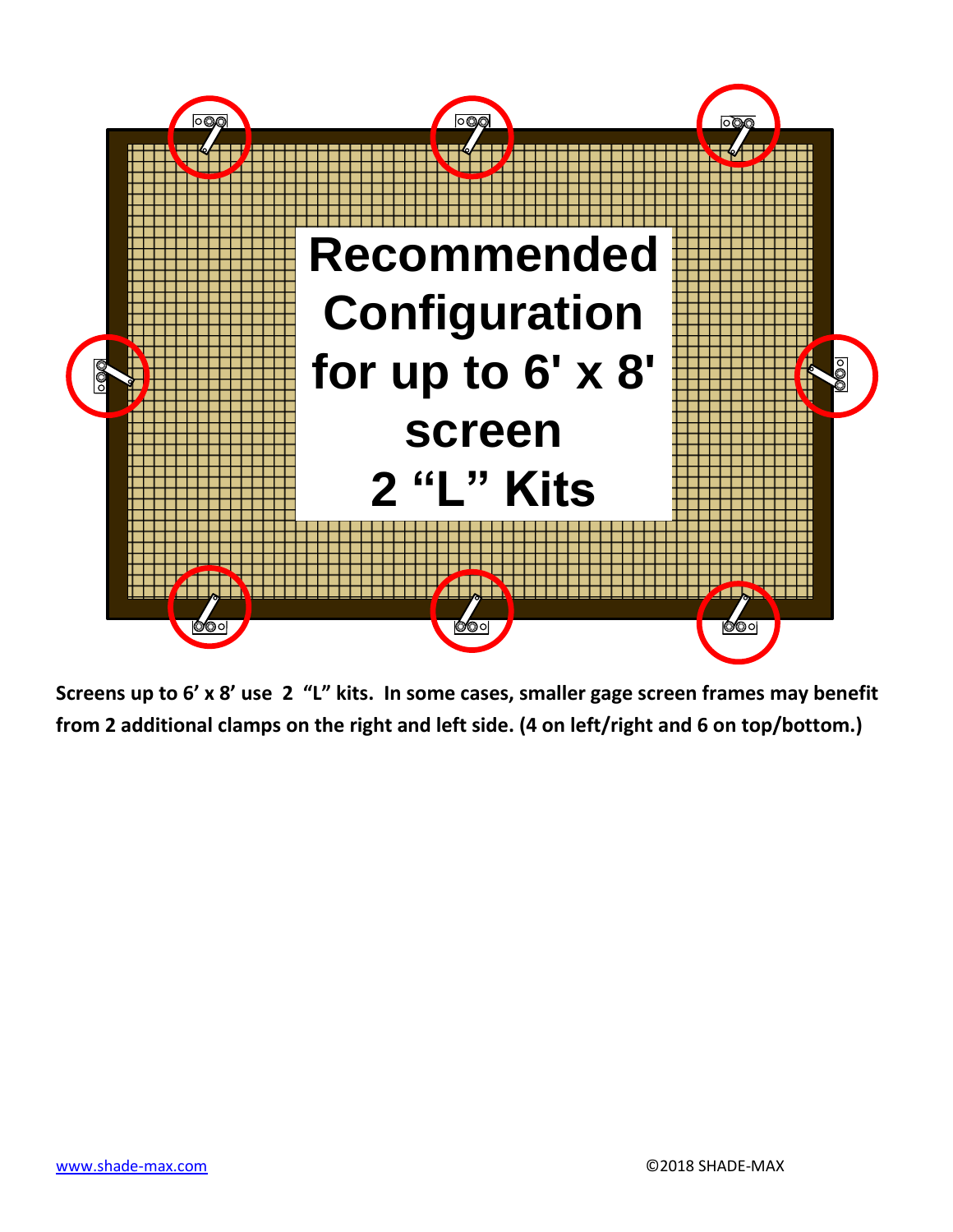Recommended Configuration for up to 6' x 8' screen
2 “L” Kits

**Screens up to 6’ x 8’ use 2 “L” kits. In some cases, smaller gage screen frames may benefit from 2 additional clamps on the right and left side. (4 on left/right and 6 on top/bottom.)**

[www.shade-max.com](http://www.shade-max.com) ©2018 SHADE-MAX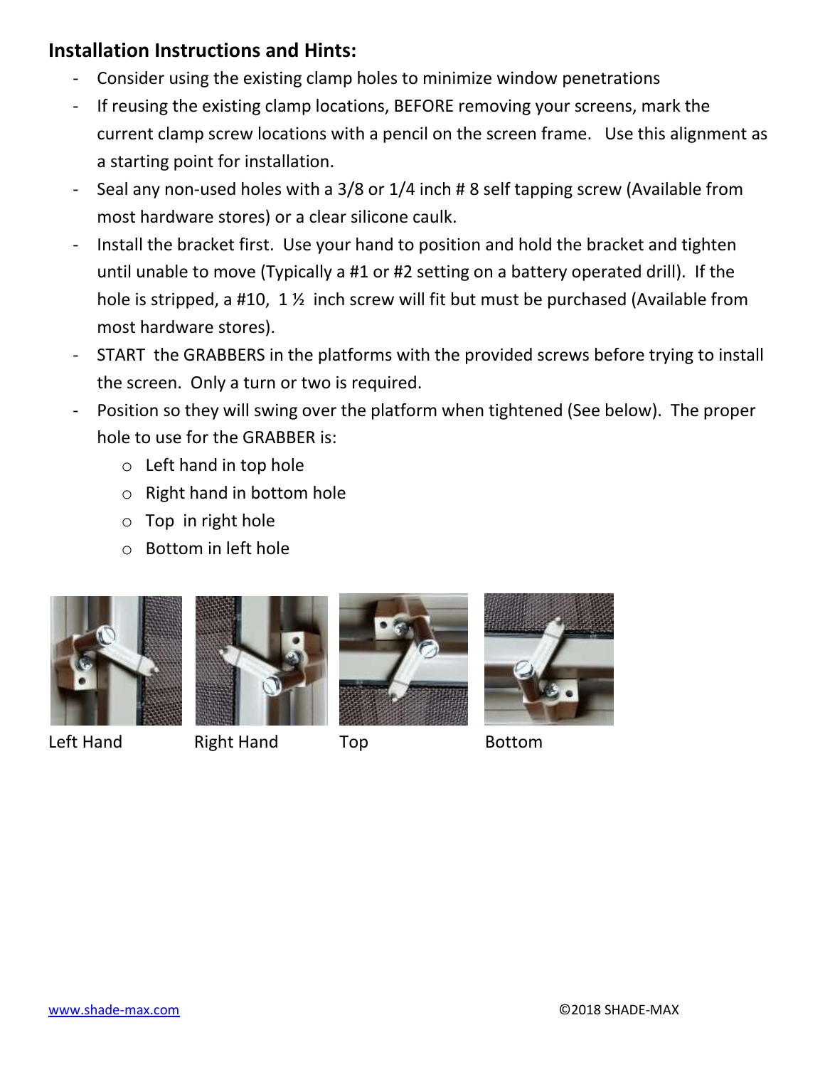## Installation Instructions and Hints:

- Consider using the existing clamp holes to minimize window penetrations
- If reusing the existing clamp locations, BEFORE removing your screens, mark the current clamp screw locations with a pencil on the screen frame. Use this alignment as a starting point for installation.
- Seal any non-used holes with a 3/8 or 1/4 inch # 8 self tapping screw (Available from most hardware stores) or a clear silicone caulk.
- Install the bracket first. Use your hand to position and hold the bracket and tighten until unable to move (Typically a #1 or #2 setting on a battery operated drill). If the hole is stripped, a #10, 1 ½ inch screw will fit but must be purchased (Available from most hardware stores).
- START the GRABBERS in the platforms with the provided screws before trying to install the screen. Only a turn or two is required.
- Position so they will swing over the platform when tightened (See below). The proper hole to use for the GRABBER is:
    - Left hand in top hole
    - Right hand in bottom hole
    - Top in right hole
    - Bottom in left hole

Left Hand Right Hand Top Bottom

www.shade-max.com

©2018 SHADE-MAX